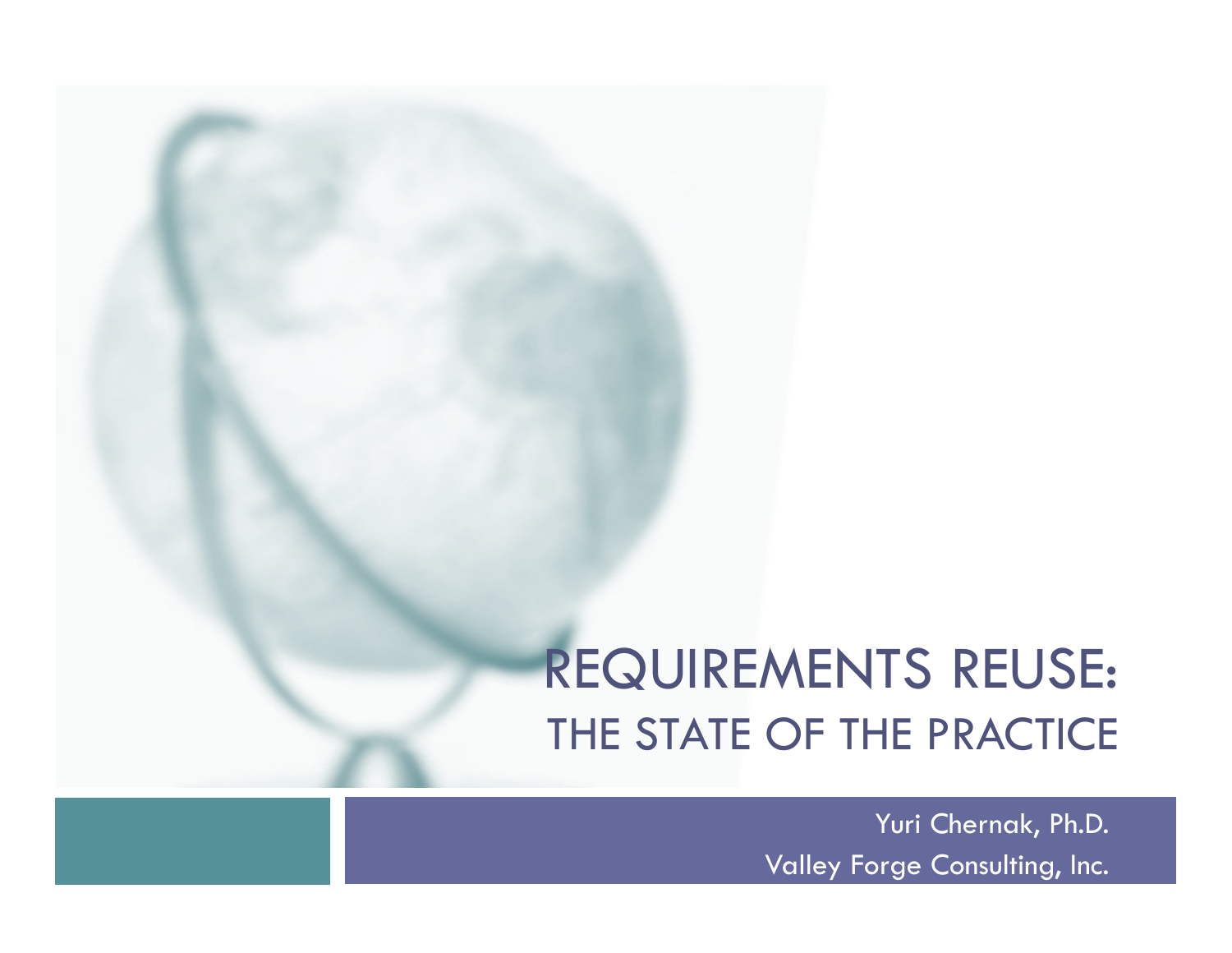# REQUIREMENTS REUSE:
## THE STATE OF THE PRACTICE

Yuri Chernak, Ph.D.
Valley Forge Consulting, Inc.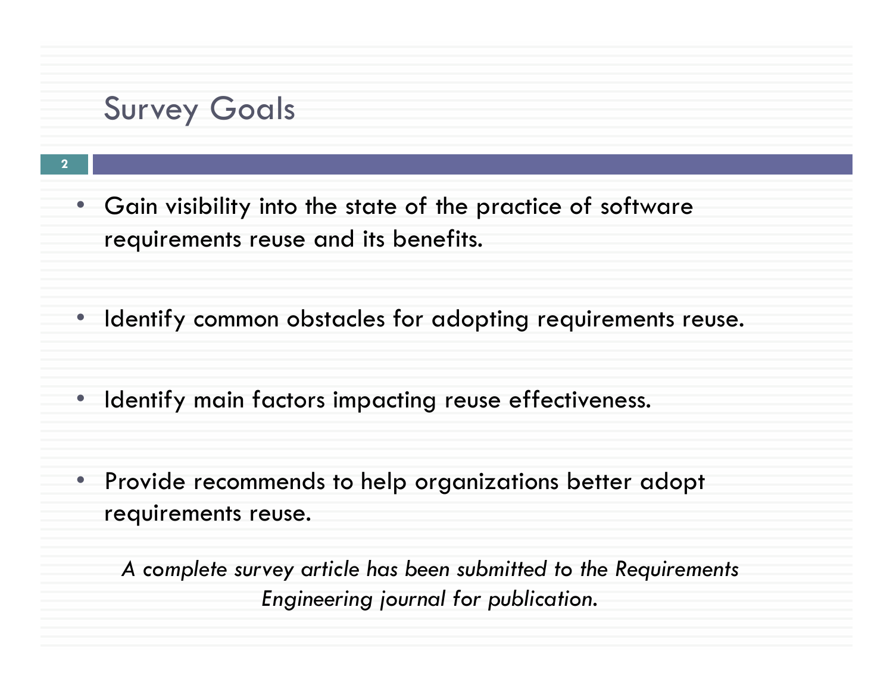# Survey Goals

- Gain visibility into the state of the practice of software requirements reuse and its benefits.
- Identify common obstacles for adopting requirements reuse.
- Identify main factors impacting reuse effectiveness.
- Provide recommends to help organizations better adopt requirements reuse.

*A complete survey article has been submitted to the Requirements Engineering journal for publication.*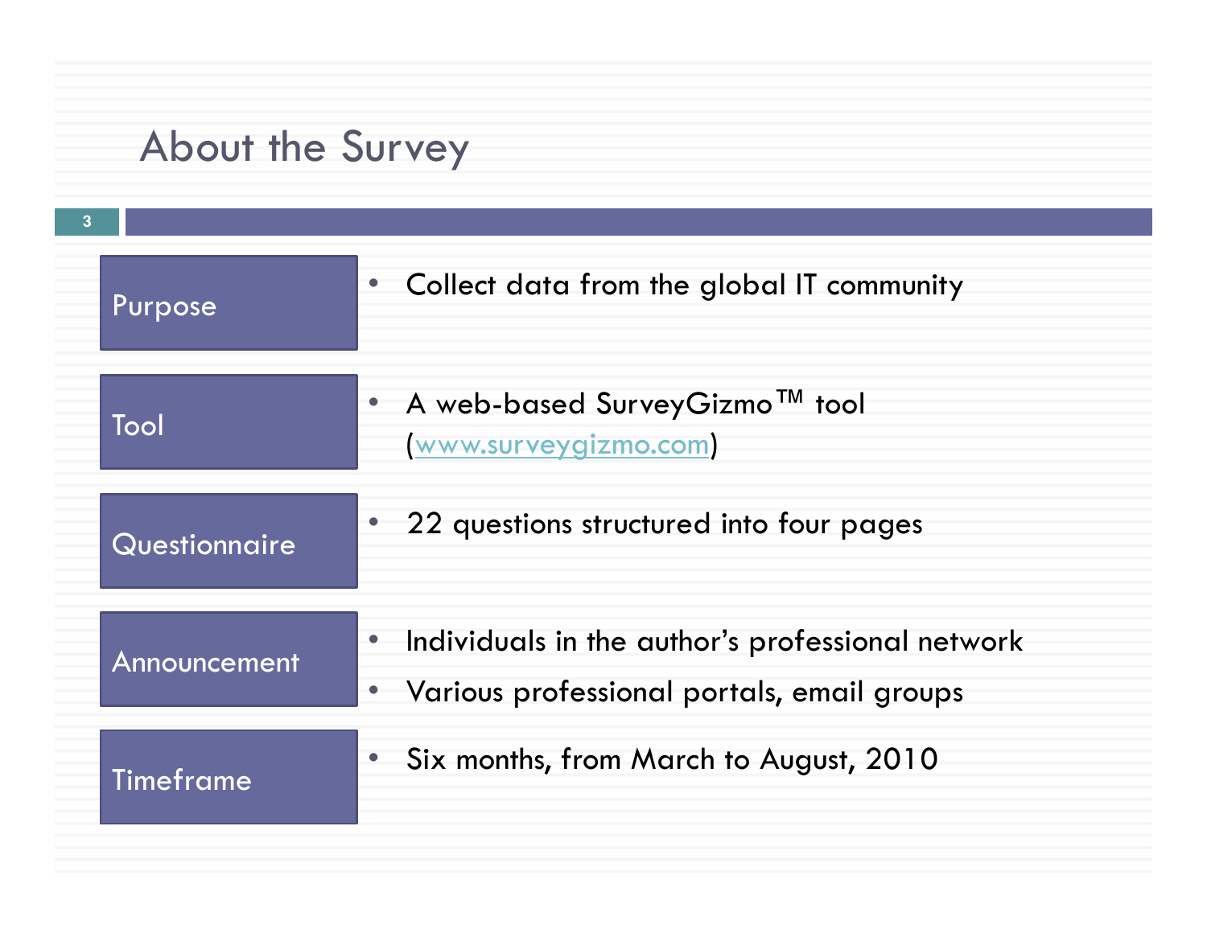# About the Survey

| | |
|---|---|
| Purpose | • Collect data from the global IT community |
| Tool | • A web-based SurveyGizmo™ tool (www.surveygizmo.com) |
| Questionnaire | • 22 questions structured into four pages |
| Announcement | • Individuals in the author's professional network<br>• Various professional portals, email groups |
| Timeframe | • Six months, from March to August, 2010 |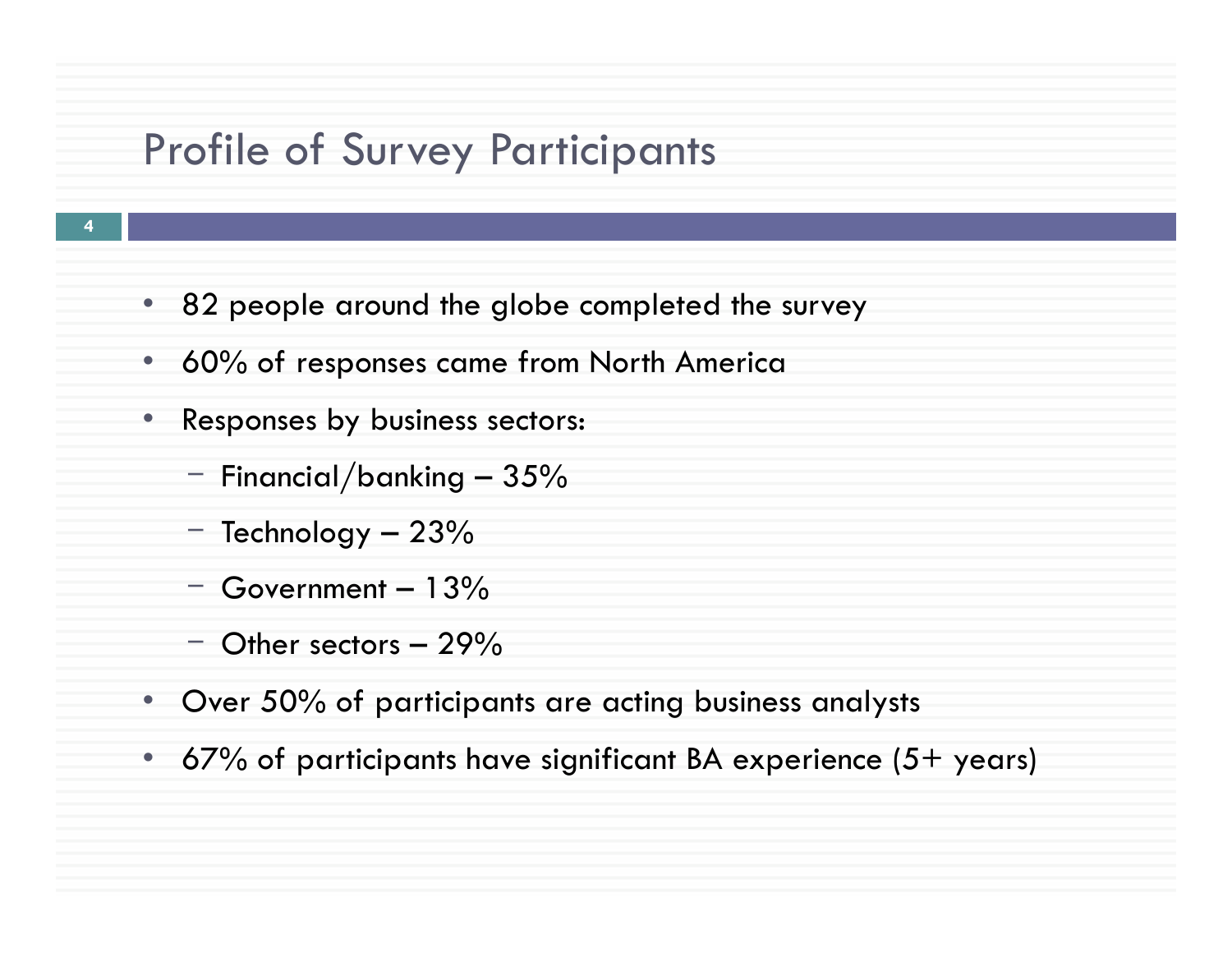# Profile of Survey Participants

- 82 people around the globe completed the survey
- 60% of responses came from North America
- Responses by business sectors:
  - Financial/banking – 35%
  - Technology – 23%
  - Government – 13%
  - Other sectors – 29%
- Over 50% of participants are acting business analysts
- 67% of participants have significant BA experience (5+ years)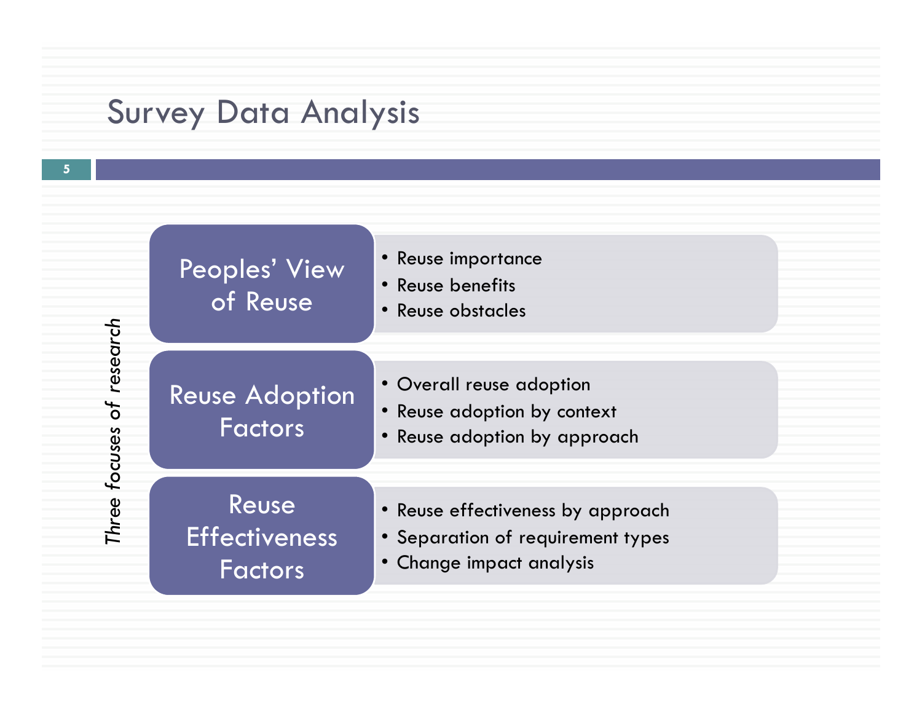# Survey Data Analysis

*Three focuses of research*

### Peoples' View of Reuse

- Reuse importance
- Reuse benefits
- Reuse obstacles

### Reuse Adoption Factors

- Overall reuse adoption
- Reuse adoption by context
- Reuse adoption by approach

### Reuse Effectiveness Factors

- Reuse effectiveness by approach
- Separation of requirement types
- Change impact analysis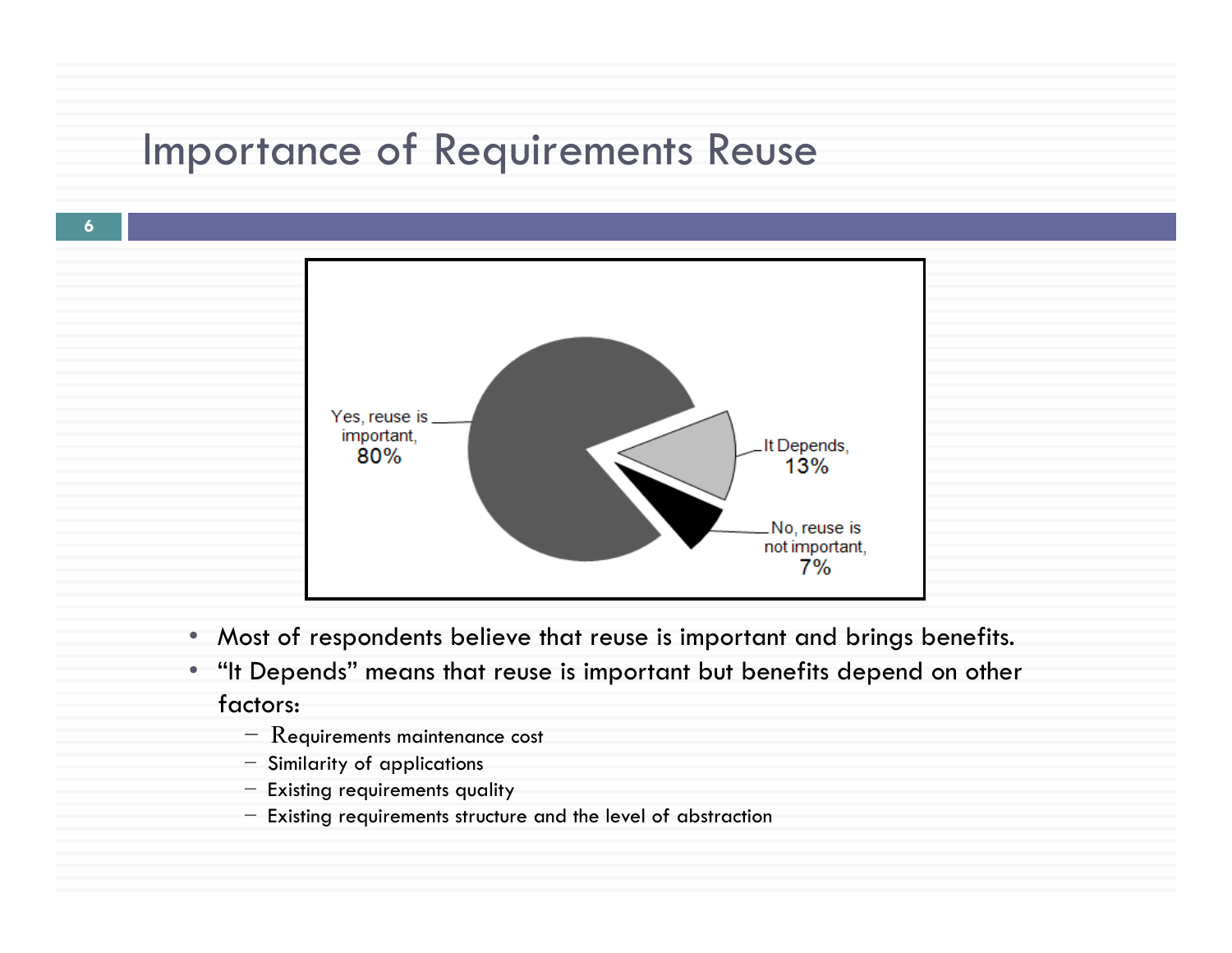# Importance of Requirements Reuse

Yes, reuse is important, 80%

It Depends, 13%

No, reuse is not important, 7%

- Most of respondents believe that reuse is important and brings benefits.
- "It Depends" means that reuse is important but benefits depend on other factors:
  - Requirements maintenance cost
  - Similarity of applications
  - Existing requirements quality
  - Existing requirements structure and the level of abstraction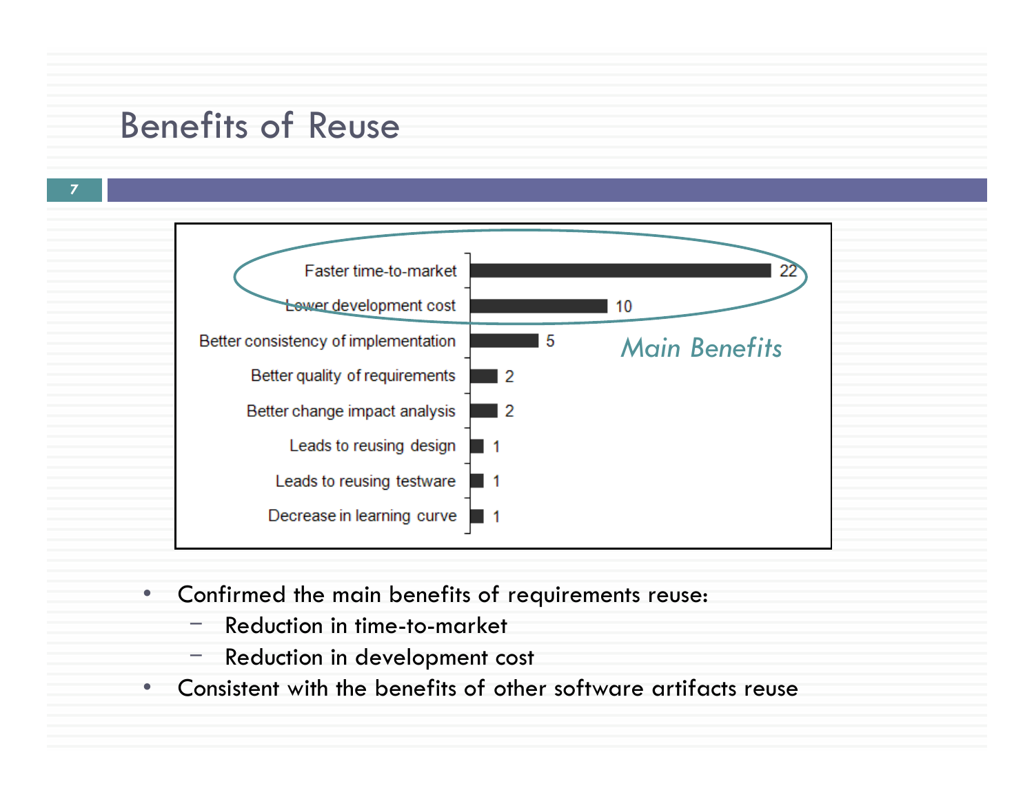# Benefits of Reuse

| Benefit | Count |
| --- | --- |
| Faster time-to-market | 22 |
| Lower development cost | 10 |
| Better consistency of implementation | 5 |
| Better quality of requirements | 2 |
| Better change impact analysis | 2 |
| Leads to reusing design | 1 |
| Leads to reusing testware | 1 |
| Decrease in learning curve | 1 |

*Main Benefits*

- Confirmed the main benefits of requirements reuse:
  - Reduction in time-to-market
  - Reduction in development cost
- Consistent with the benefits of other software artifacts reuse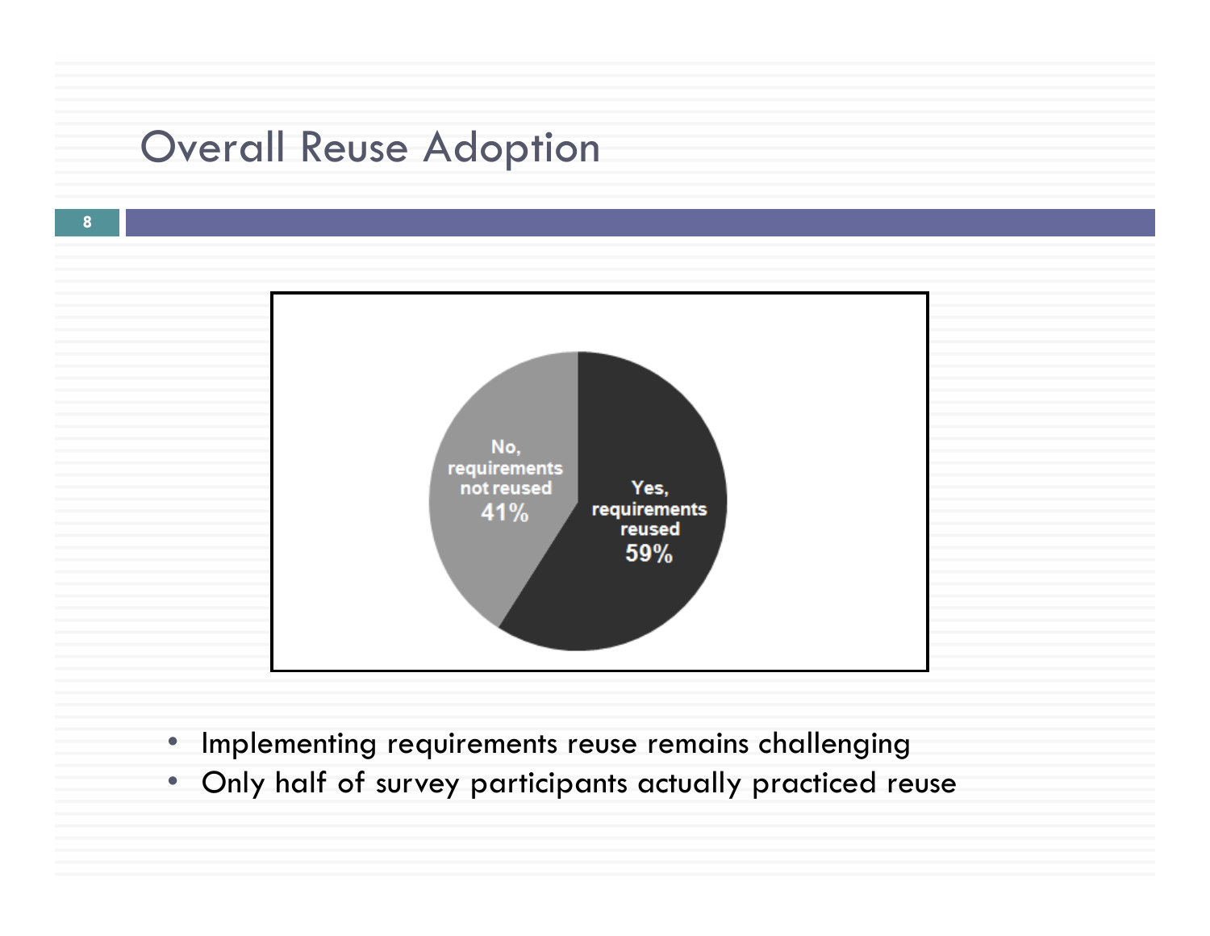# Overall Reuse Adoption

No, requirements not reused 41%

Yes, requirements reused 59%

- Implementing requirements reuse remains challenging
- Only half of survey participants actually practiced reuse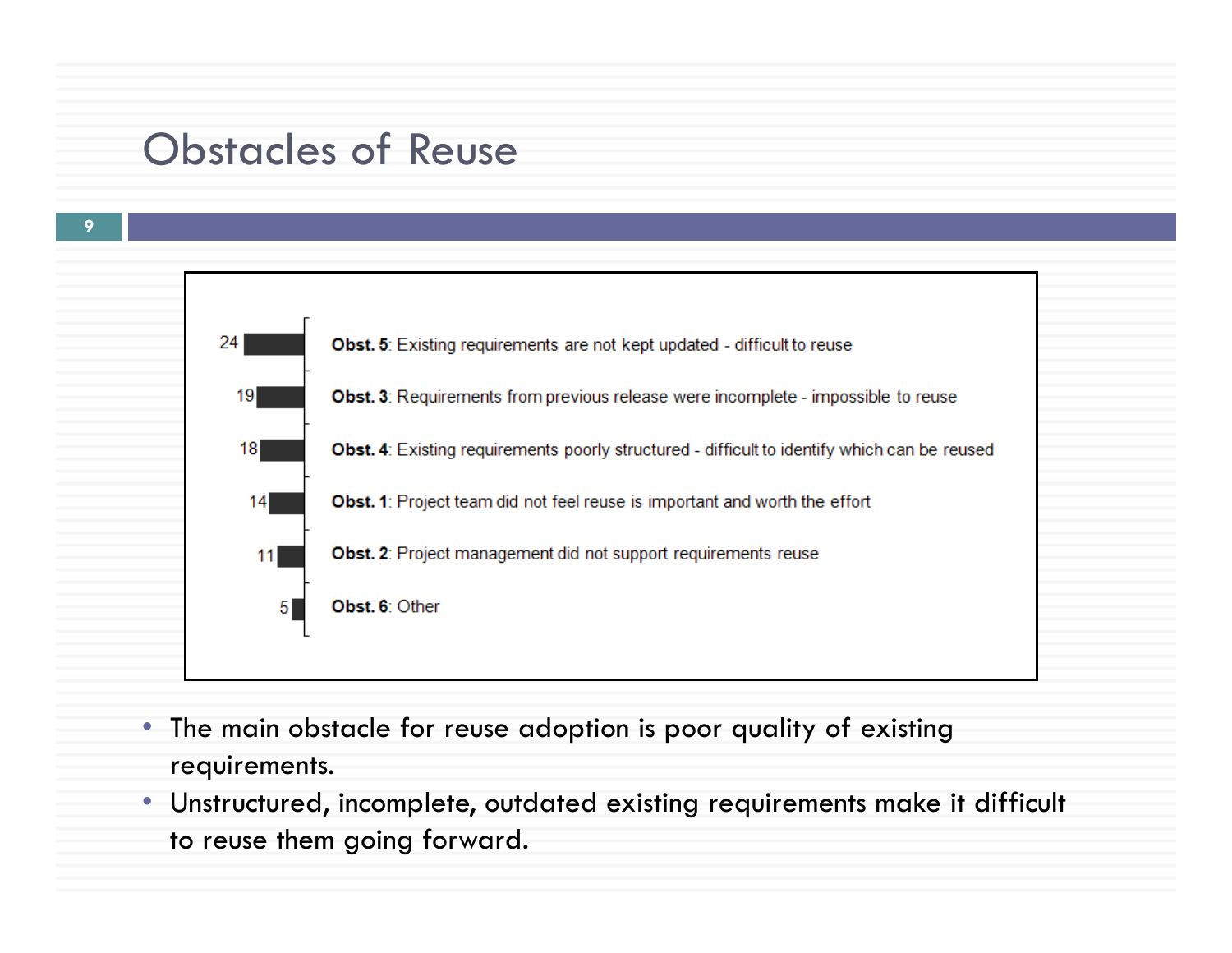# Obstacles of Reuse

| Count | Obstacle |
| --- | --- |
| 24 | **Obst. 5**: Existing requirements are not kept updated - difficult to reuse |
| 19 | **Obst. 3**: Requirements from previous release were incomplete - impossible to reuse |
| 18 | **Obst. 4**: Existing requirements poorly structured - difficult to identify which can be reused |
| 14 | **Obst. 1**: Project team did not feel reuse is important and worth the effort |
| 11 | **Obst. 2**: Project management did not support requirements reuse |
| 5 | **Obst. 6**: Other |

- The main obstacle for reuse adoption is poor quality of existing requirements.
- Unstructured, incomplete, outdated existing requirements make it difficult to reuse them going forward.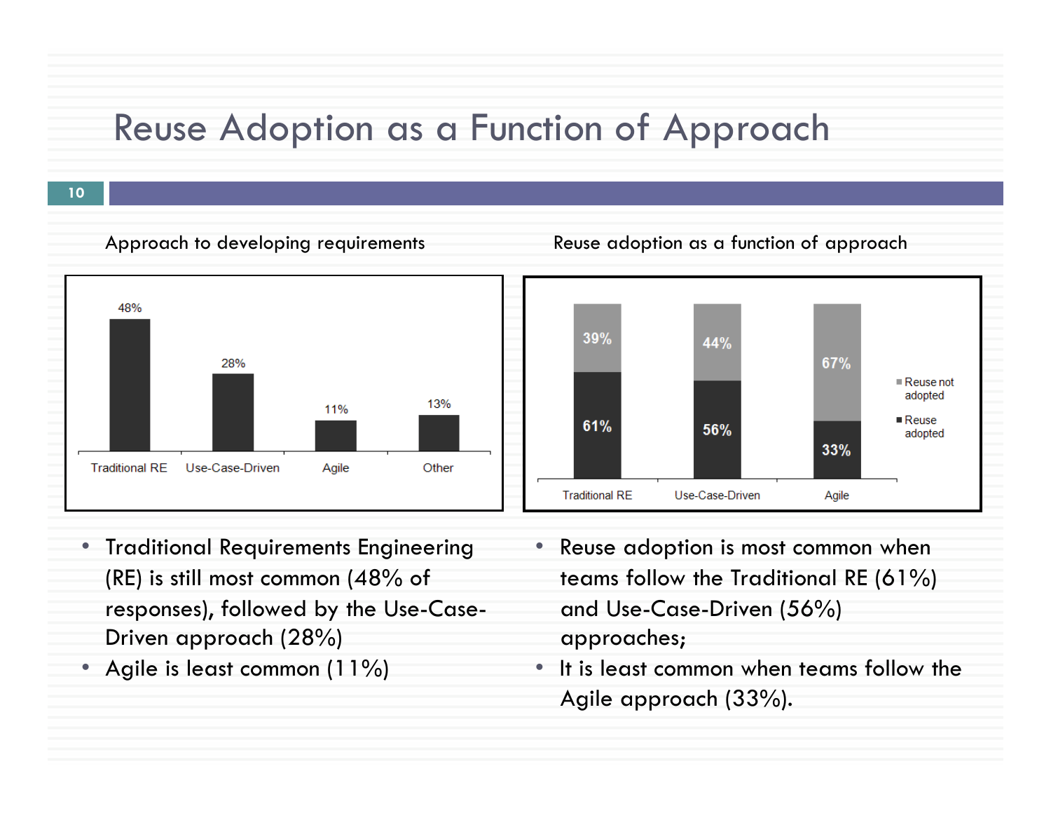# Reuse Adoption as a Function of Approach

Approach to developing requirements

| Traditional RE | Use-Case-Driven | Agile | Other |
|---|---|---|---|
| 48% | 28% | 11% | 13% |

Reuse adoption as a function of approach

| | Traditional RE | Use-Case-Driven | Agile |
|---|---|---|---|
| Reuse not adopted | 39% | 44% | 67% |
| Reuse adopted | 61% | 56% | 33% |

- Traditional Requirements Engineering (RE) is still most common (48% of responses), followed by the Use-Case-Driven approach (28%)
- Agile is least common (11%)

- Reuse adoption is most common when teams follow the Traditional RE (61%) and Use-Case-Driven (56%) approaches;
- It is least common when teams follow the Agile approach (33%).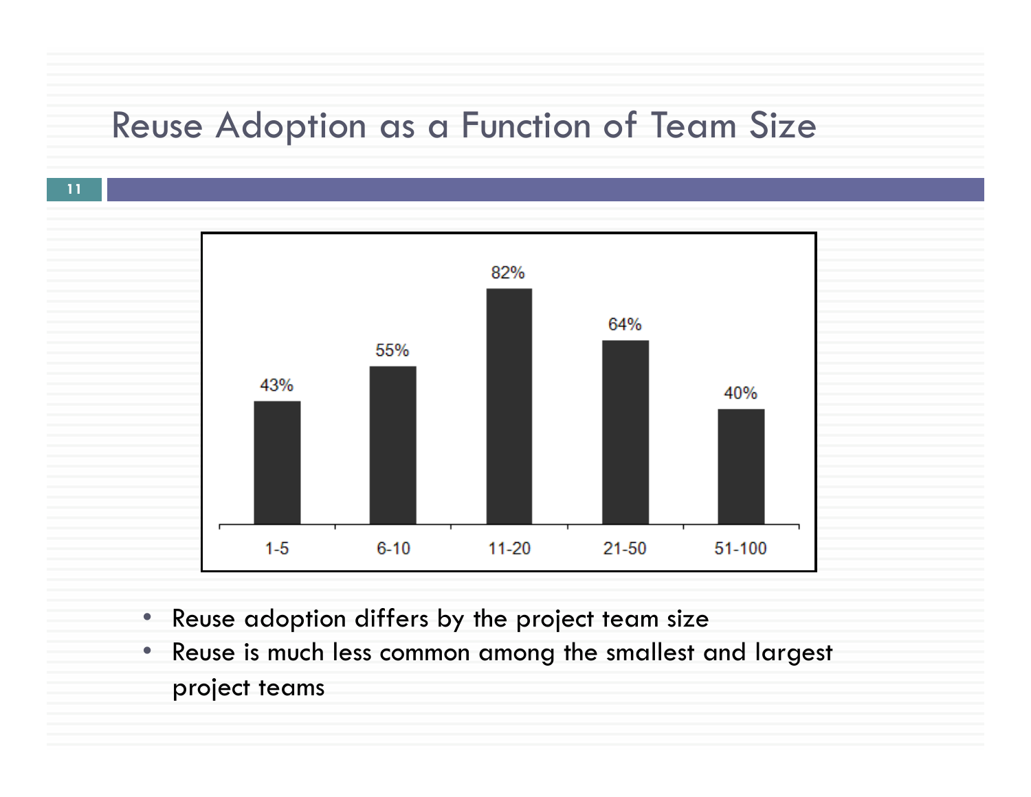# Reuse Adoption as a Function of Team Size

| Team size | Reuse adoption |
|---|---|
| 1-5 | 43% |
| 6-10 | 55% |
| 11-20 | 82% |
| 21-50 | 64% |
| 51-100 | 40% |

- Reuse adoption differs by the project team size
- Reuse is much less common among the smallest and largest project teams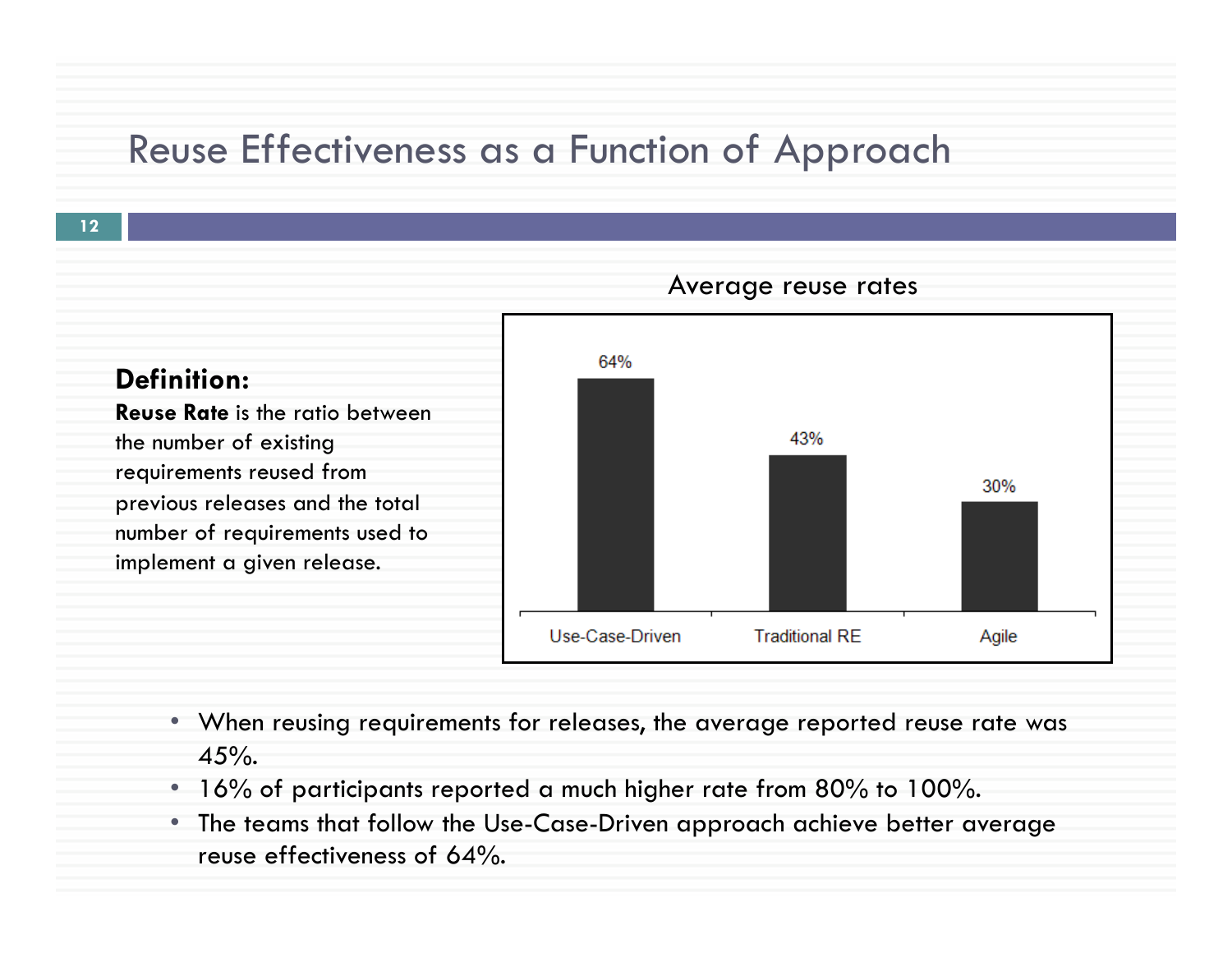# Reuse Effectiveness as a Function of Approach

**Definition:**
**Reuse Rate** is the ratio between the number of existing requirements reused from previous releases and the total number of requirements used to implement a given release.

Average reuse rates

| Approach | Average reuse rate |
| --- | --- |
| Use-Case-Driven | 64% |
| Traditional RE | 43% |
| Agile | 30% |

- When reusing requirements for releases, the average reported reuse rate was 45%.
- 16% of participants reported a much higher rate from 80% to 100%.
- The teams that follow the Use-Case-Driven approach achieve better average reuse effectiveness of 64%.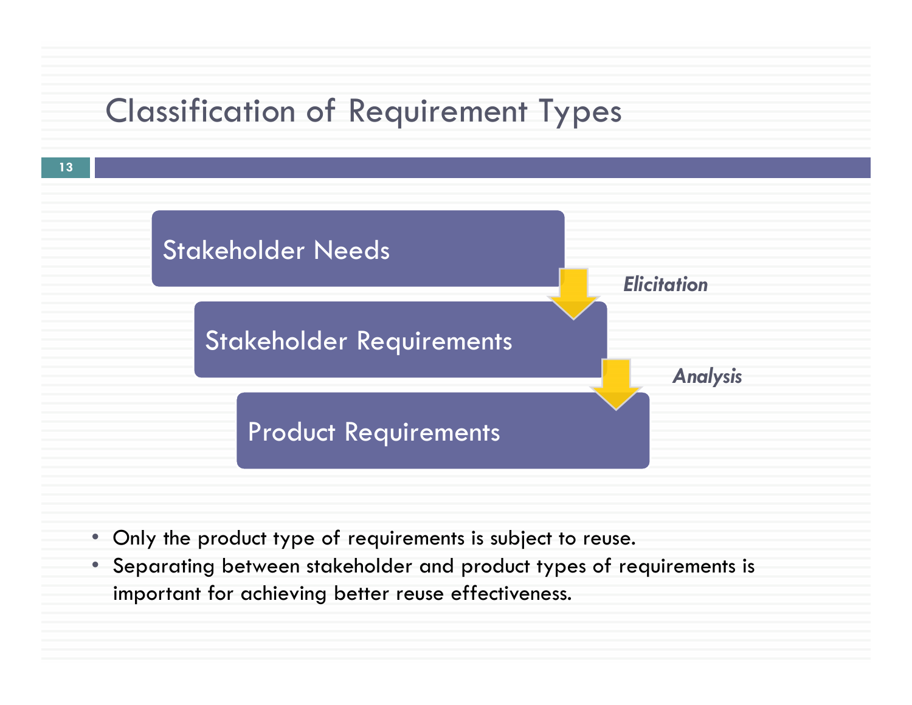# Classification of Requirement Types

Stakeholder Needs

↓ *Elicitation*

Stakeholder Requirements

↓ *Analysis*

Product Requirements

- Only the product type of requirements is subject to reuse.
- Separating between stakeholder and product types of requirements is important for achieving better reuse effectiveness.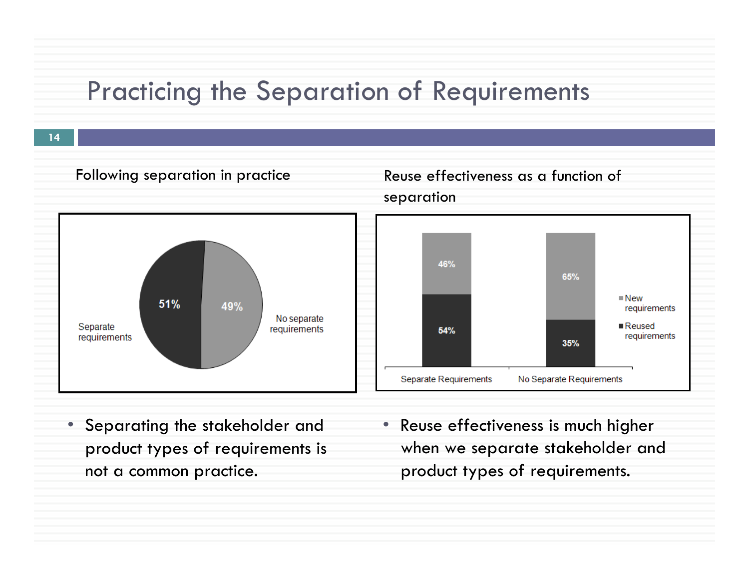# Practicing the Separation of Requirements

Following separation in practice

| | Share |
|---|---|
| Separate requirements | 51% |
| No separate requirements | 49% |

Reuse effectiveness as a function of separation

| | Separate Requirements | No Separate Requirements |
|---|---|---|
| New requirements | 46% | 65% |
| Reused requirements | 54% | 35% |

- Separating the stakeholder and product types of requirements is not a common practice.
- Reuse effectiveness is much higher when we separate stakeholder and product types of requirements.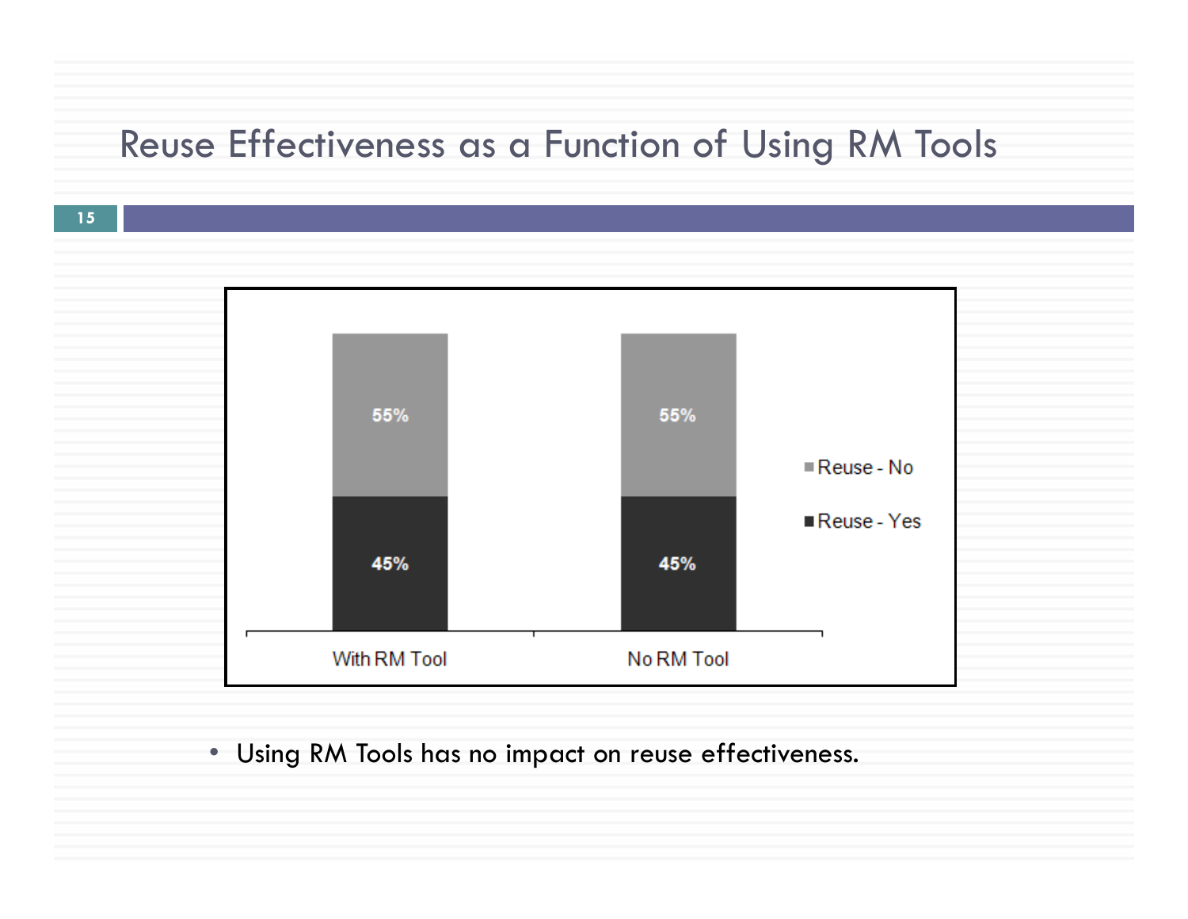# Reuse Effectiveness as a Function of Using RM Tools

| | With RM Tool | No RM Tool |
|---|---|---|
| Reuse - No | 55% | 55% |
| Reuse - Yes | 45% | 45% |

- Using RM Tools has no impact on reuse effectiveness.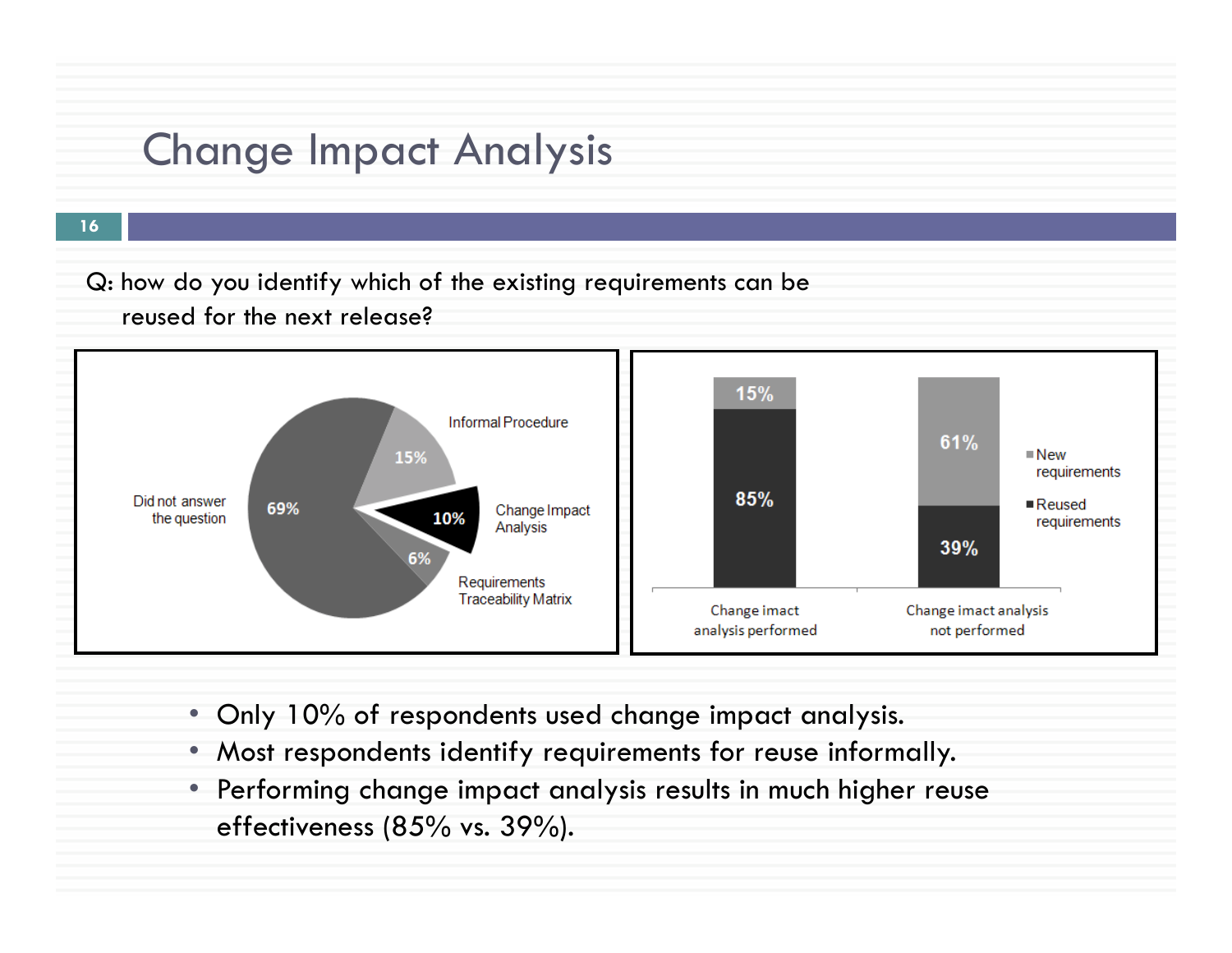# Change Impact Analysis

Q: how do you identify which of the existing requirements can be reused for the next release?

| Response | Share |
| --- | --- |
| Did not answer the question | 69% |
| Informal Procedure | 15% |
| Change Impact Analysis | 10% |
| Requirements Traceability Matrix | 6% |

| | Change imact analysis performed | Change imact analysis not performed |
| --- | --- | --- |
| New requirements | 15% | 61% |
| Reused requirements | 85% | 39% |

- Only 10% of respondents used change impact analysis.
- Most respondents identify requirements for reuse informally.
- Performing change impact analysis results in much higher reuse effectiveness (85% vs. 39%).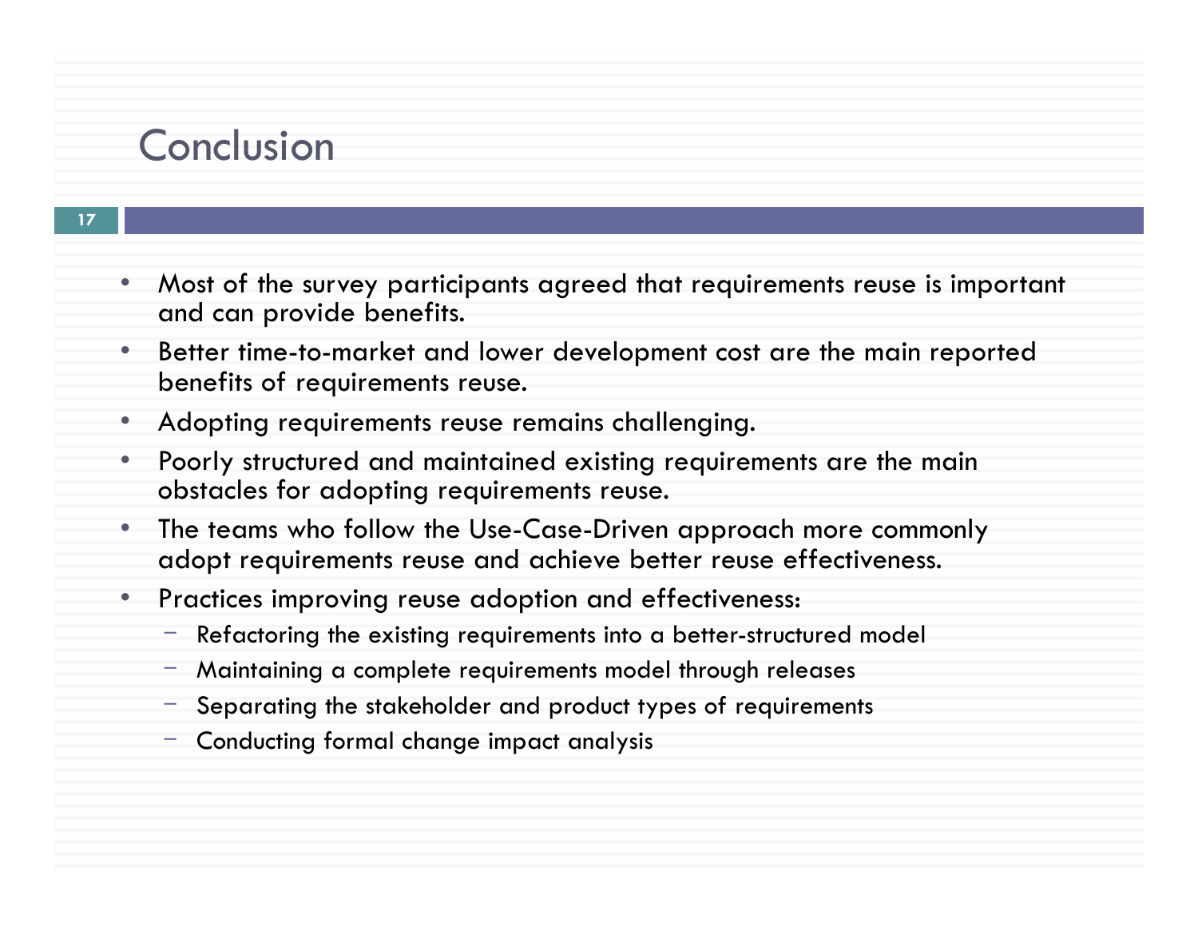# Conclusion

- Most of the survey participants agreed that requirements reuse is important and can provide benefits.
- Better time-to-market and lower development cost are the main reported benefits of requirements reuse.
- Adopting requirements reuse remains challenging.
- Poorly structured and maintained existing requirements are the main obstacles for adopting requirements reuse.
- The teams who follow the Use-Case-Driven approach more commonly adopt requirements reuse and achieve better reuse effectiveness.
- Practices improving reuse adoption and effectiveness:
  - Refactoring the existing requirements into a better-structured model
  - Maintaining a complete requirements model through releases
  - Separating the stakeholder and product types of requirements
  - Conducting formal change impact analysis